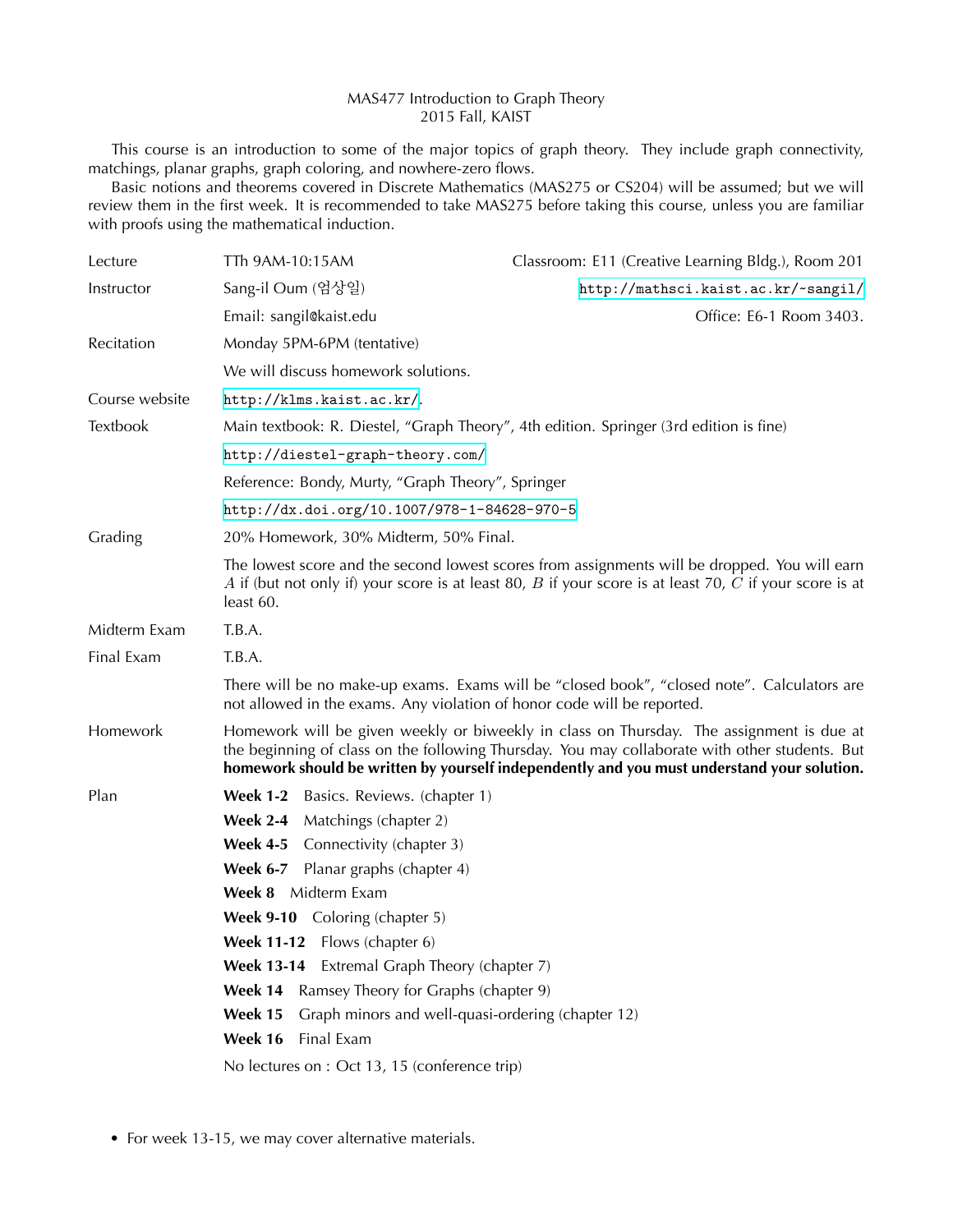MAS477 Introduction to Graph Theory
2015 Fall, KAIST

This course is an introduction to some of the major topics of graph theory. They include graph connectivity, matchings, planar graphs, graph coloring, and nowhere-zero flows.

Basic notions and theorems covered in Discrete Mathematics (MAS275 or CS204) will be assumed; but we will review them in the first week. It is recommended to take MAS275 before taking this course, unless you are familiar with proofs using the mathematical induction.

| | | |
|---|---|---|
| Lecture | TTh 9AM-10:15AM | Classroom: E11 (Creative Learning Bldg.), Room 201 |
| Instructor | Sang-il Oum (엄상일) | http://mathsci.kaist.ac.kr/~sangil/ |
| | Email: sangil@kaist.edu | Office: E6-1 Room 3403. |
| Recitation | Monday 5PM-6PM (tentative) | |
| | We will discuss homework solutions. | |
| Course website | http://klms.kaist.ac.kr/. | |
| Textbook | Main textbook: R. Diestel, "Graph Theory", 4th edition. Springer (3rd edition is fine) | |
| | http://diestel-graph-theory.com/ | |
| | Reference: Bondy, Murty, "Graph Theory", Springer | |
| | http://dx.doi.org/10.1007/978-1-84628-970-5 | |
| Grading | 20% Homework, 30% Midterm, 50% Final. | |
| | The lowest score and the second lowest scores from assignments will be dropped. You will earn $A$ if (but not only if) your score is at least 80, $B$ if your score is at least 70, $C$ if your score is at least 60. | |
| Midterm Exam | T.B.A. | |
| Final Exam | T.B.A. | |
| | There will be no make-up exams. Exams will be "closed book", "closed note". Calculators are not allowed in the exams. Any violation of honor code will be reported. | |
| Homework | Homework will be given weekly or biweekly in class on Thursday. The assignment is due at the beginning of class on the following Thursday. You may collaborate with other students. But **homework should be written by yourself independently and you must understand your solution.** | |

Plan

- **Week 1-2** Basics. Reviews. (chapter 1)
- **Week 2-4** Matchings (chapter 2)
- **Week 4-5** Connectivity (chapter 3)
- **Week 6-7** Planar graphs (chapter 4)
- **Week 8** Midterm Exam
- **Week 9-10** Coloring (chapter 5)
- **Week 11-12** Flows (chapter 6)
- **Week 13-14** Extremal Graph Theory (chapter 7)
- **Week 14** Ramsey Theory for Graphs (chapter 9)
- **Week 15** Graph minors and well-quasi-ordering (chapter 12)
- **Week 16** Final Exam

No lectures on : Oct 13, 15 (conference trip)

- For week 13-15, we may cover alternative materials.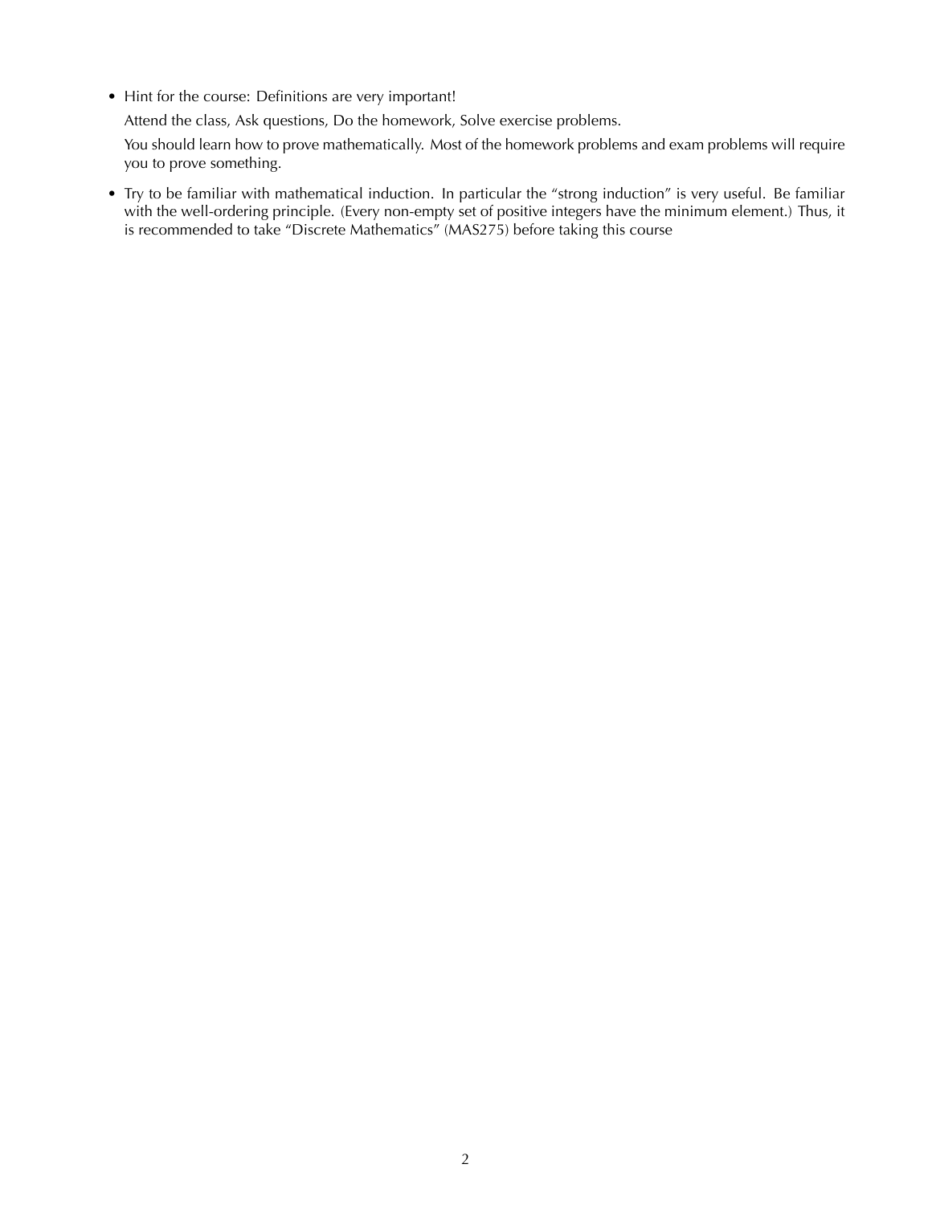- Hint for the course: Definitions are very important!

  Attend the class, Ask questions, Do the homework, Solve exercise problems.

  You should learn how to prove mathematically. Most of the homework problems and exam problems will require you to prove something.

- Try to be familiar with mathematical induction. In particular the "strong induction" is very useful. Be familiar with the well-ordering principle. (Every non-empty set of positive integers have the minimum element.) Thus, it is recommended to take "Discrete Mathematics" (MAS275) before taking this course